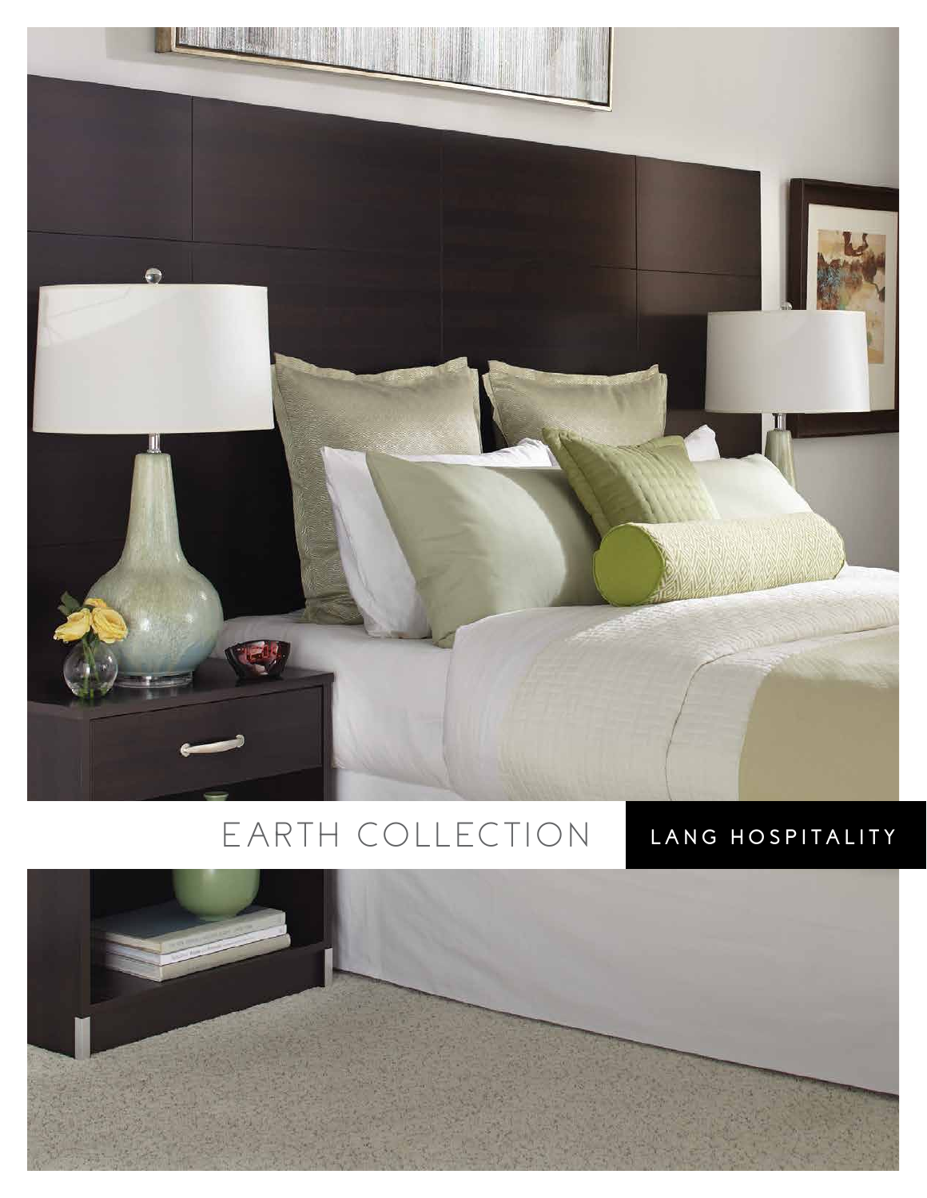# EARTH COLLECTION

LANG HOSPITALITY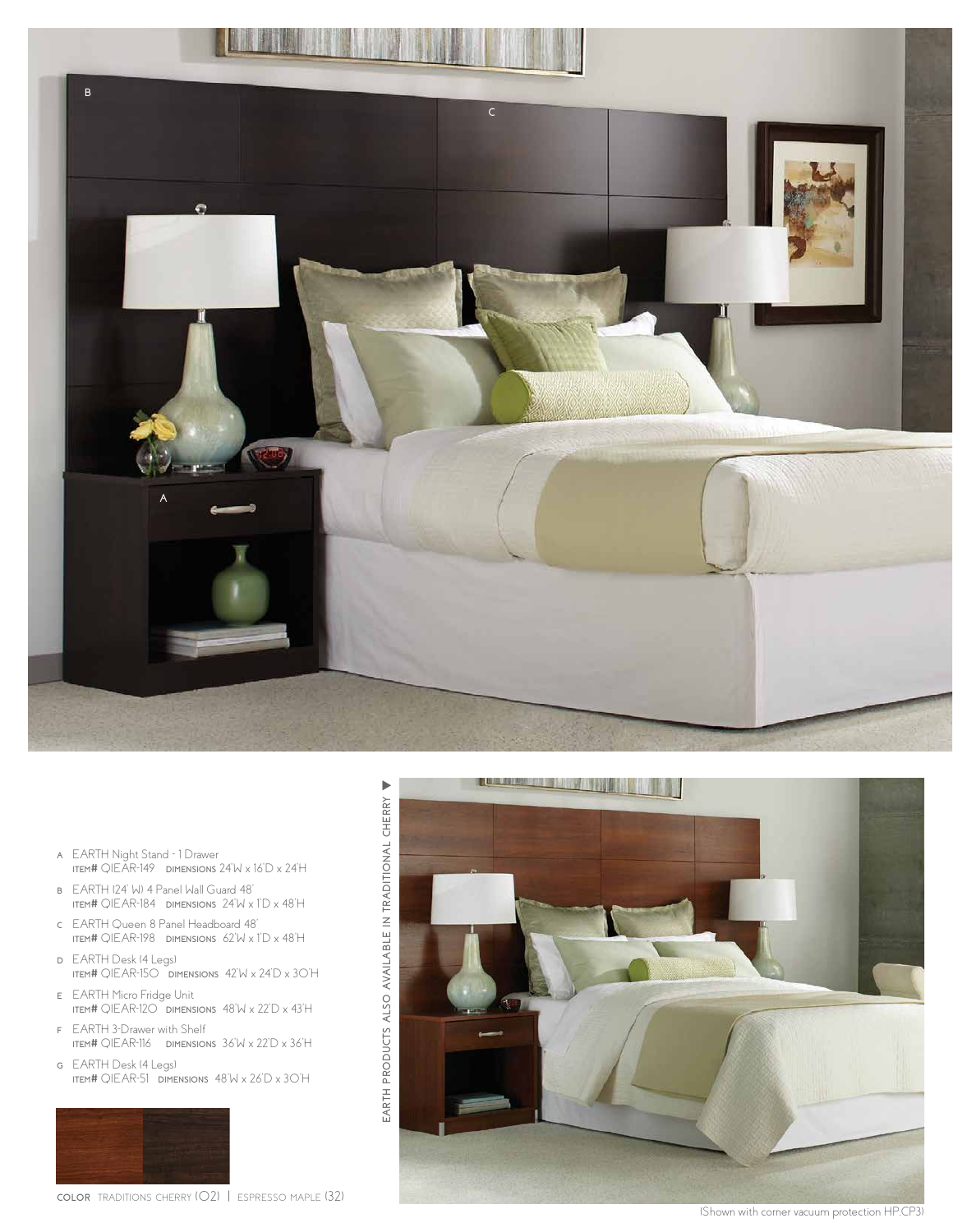- A EARTH Night Stand - 1 Drawer
  ITEM# QIEAR-149 DIMENSIONS 24"W x 16"D x 24"H
- B EARTH (24" W) 4 Panel Wall Guard 48"
  ITEM# QIEAR-184 DIMENSIONS 24"W x 1"D x 48"H
- C EARTH Queen 8 Panel Headboard 48"
  ITEM# QIEAR-198 DIMENSIONS 62"W x 1"D x 48"H
- D EARTH Desk (4 Legs)
  ITEM# QIEAR-150 DIMENSIONS 42"W x 24"D x 30"H
- E EARTH Micro Fridge Unit
  ITEM# QIEAR-120 DIMENSIONS 48"W x 22"D x 43"H
- F EARTH 3-Drawer with Shelf
  ITEM# QIEAR-116 DIMENSIONS 36"W x 22"D x 36"H
- G EARTH Desk (4 Legs)
  ITEM# QIEAR-51 DIMENSIONS 48"W x 26"D x 30"H

COLOR TRADITIONS CHERRY (02) | ESPRESSO MAPLE (32)

EARTH PRODUCTS ALSO AVAILABLE IN TRADITIONAL CHERRY ▶

(Shown with corner vacuum protection HP.CP3)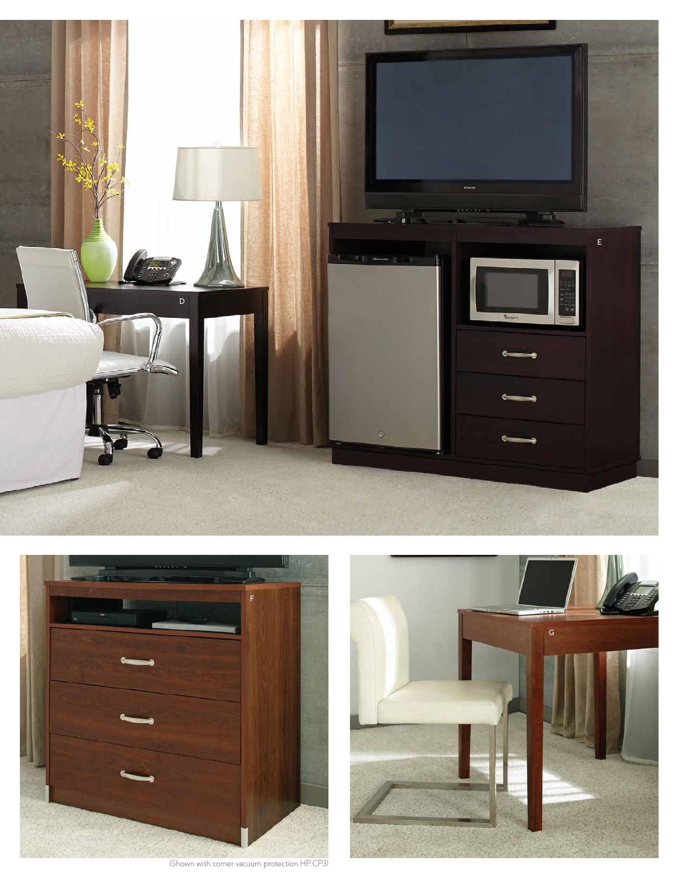D

E

F

G

(Shown with corner vacuum protection HP.CP3)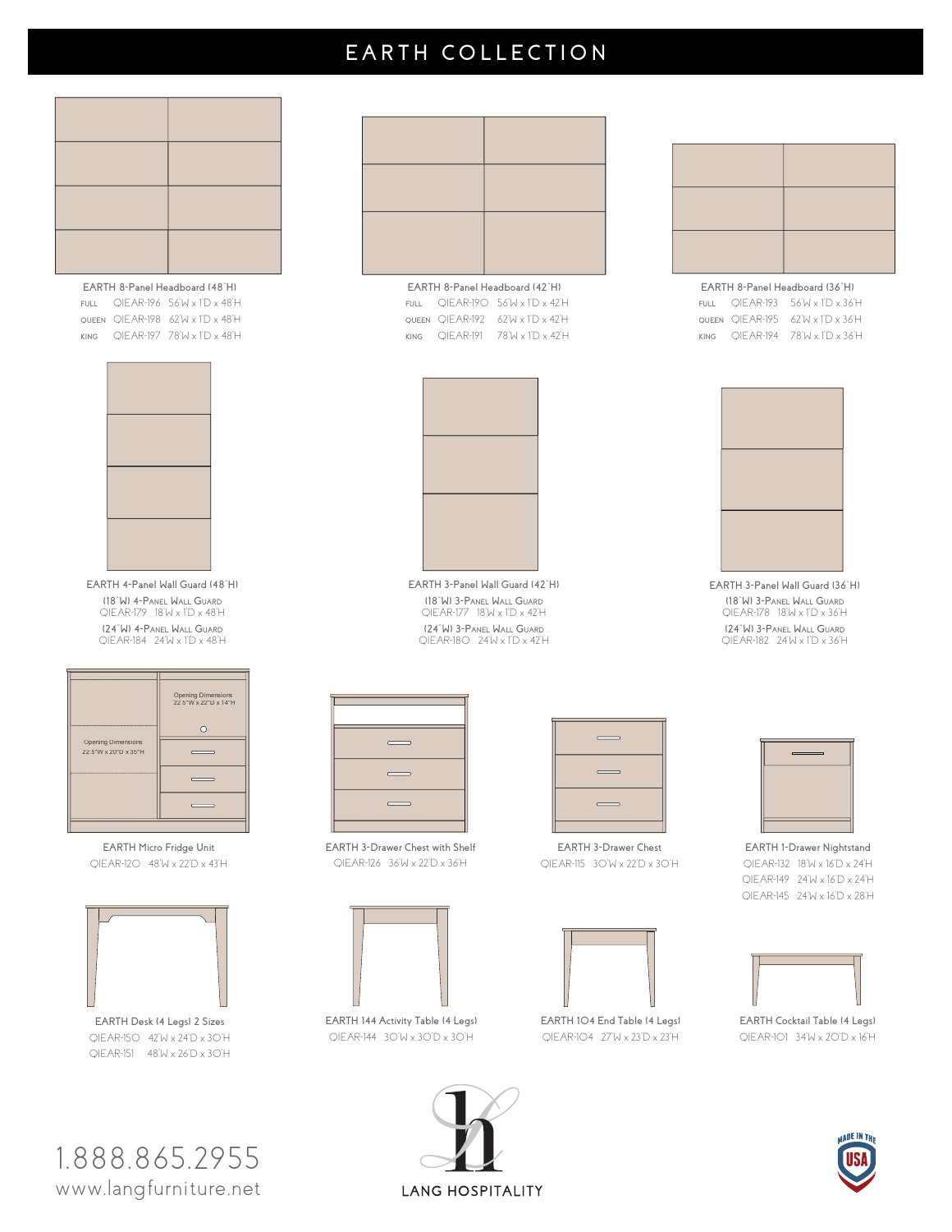# EARTH COLLECTION

EARTH 8-Panel Headboard (48"H)

FULL QIEAR-196 56"W x 1"D x 48"H
QUEEN QIEAR-198 62"W x 1"D x 48"H
KING QIEAR-197 78"W x 1"D x 48"H

EARTH 8-Panel Headboard (42"H)

FULL QIEAR-190 56"W x 1"D x 42"H
QUEEN QIEAR-192 62"W x 1"D x 42"H
KING QIEAR-191 78"W x 1"D x 42"H

EARTH 8-Panel Headboard (36"H)

FULL QIEAR-193 56"W x 1"D x 36"H
QUEEN QIEAR-195 62"W x 1"D x 36"H
KING QIEAR-194 78"W x 1"D x 36"H

EARTH 4-Panel Wall Guard (48"H)

(18"W) 4-Panel Wall Guard
QIEAR-179 18"W x 1"D x 48"H
(24"W) 4-Panel Wall Guard
QIEAR-184 24"W x 1"D x 48"H

EARTH 3-Panel Wall Guard (42"H)

(18"W) 3-Panel Wall Guard
QIEAR-177 18"W x 1"D x 42"H
(24"W) 3-Panel Wall Guard
QIEAR-180 24"W x 1"D x 42"H

EARTH 3-Panel Wall Guard (36"H)

(18"W) 3-Panel Wall Guard
QIEAR-178 18"W x 1"D x 36"H
(24"W) 3-Panel Wall Guard
QIEAR-182 24"W x 1"D x 36"H

Opening Dimensions 22.5"W x 22"D x 14"H

Opening Dimensions 22.5"W x 20"D x 35"H

EARTH Micro Fridge Unit

QIEAR-120 48"W x 22"D x 43"H

EARTH 3-Drawer Chest with Shelf

QIEAR-126 36"W x 22"D x 36"H

EARTH 3-Drawer Chest

QIEAR-115 30"W x 22"D x 30"H

EARTH 1-Drawer Nightstand

QIEAR-132 18"W x 16"D x 24"H
QIEAR-149 24"W x 16"D x 24"H
QIEAR-145 24"W x 16"D x 28"H

EARTH Desk (4 Legs) 2 Sizes

QIEAR-150 42"W x 24"D x 30"H
QIEAR-151 48"W x 26"D x 30"H

EARTH 144 Activity Table (4 Legs)

QIEAR-144 30"W x 30"D x 30"H

EARTH 104 End Table (4 Legs)

QIEAR-104 27"W x 23"D x 23"H

EARTH Cocktail Table (4 Legs)

QIEAR-101 34"W x 20"D x 16"H

1.888.865.2955
www.langfurniture.net

LANG HOSPITALITY

MADE IN THE USA